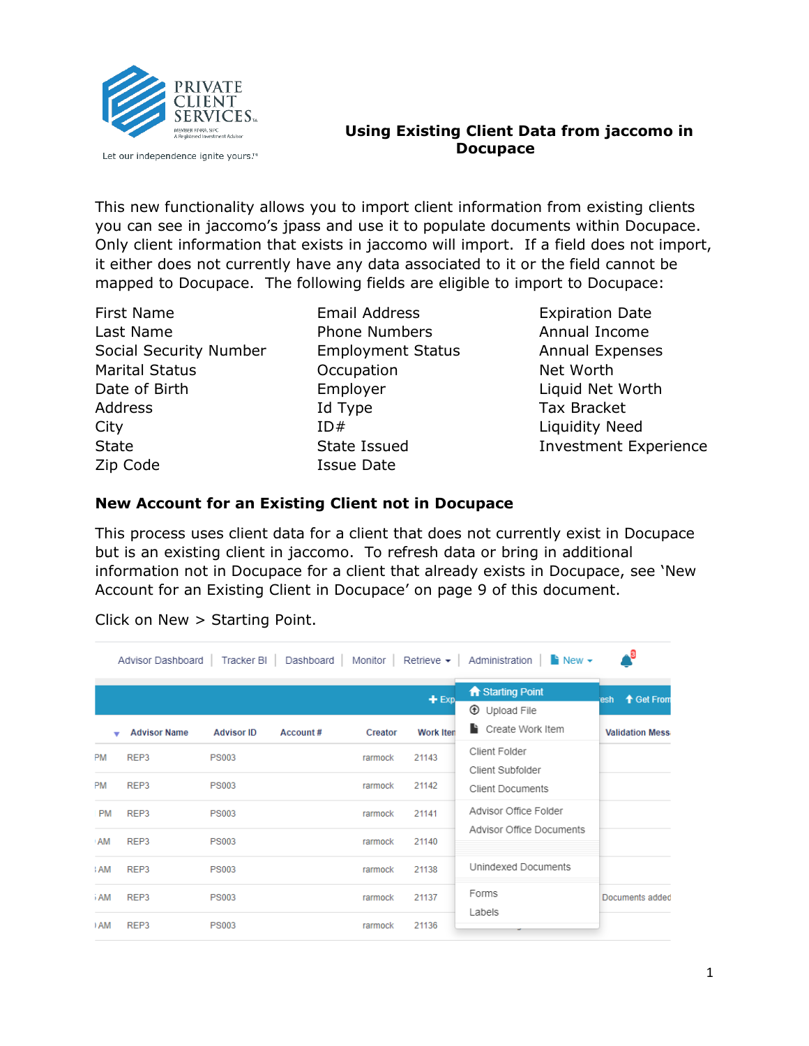# Using Existing Client Data from jaccomo in Docupace

This new functionality allows you to import client information from existing clients you can see in jaccomo's jpass and use it to populate documents within Docupace. Only client information that exists in jaccomo will import. If a field does not import, it either does not currently have any data associated to it or the field cannot be mapped to Docupace. The following fields are eligible to import to Docupace:

| | | |
|---|---|---|
| First Name | Email Address | Expiration Date |
| Last Name | Phone Numbers | Annual Income |
| Social Security Number | Employment Status | Annual Expenses |
| Marital Status | Occupation | Net Worth |
| Date of Birth | Employer | Liquid Net Worth |
| Address | Id Type | Tax Bracket |
| City | ID# | Liquidity Need |
| State | State Issued | Investment Experience |
| Zip Code | Issue Date | |

## New Account for an Existing Client not in Docupace

This process uses client data for a client that does not currently exist in Docupace but is an existing client in jaccomo. To refresh data or bring in additional information not in Docupace for a client that already exists in Docupace, see 'New Account for an Existing Client in Docupace' on page 9 of this document.

Click on New > Starting Point.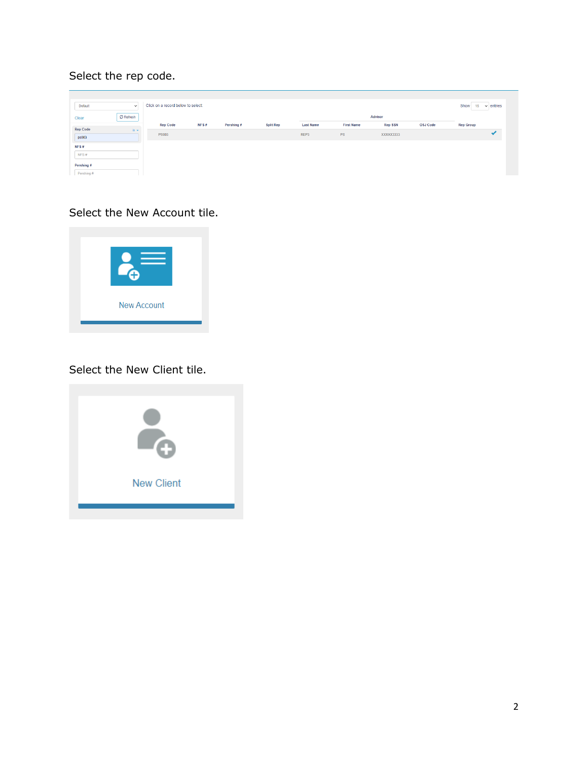Select the rep code.

Select the New Account tile.

Select the New Client tile.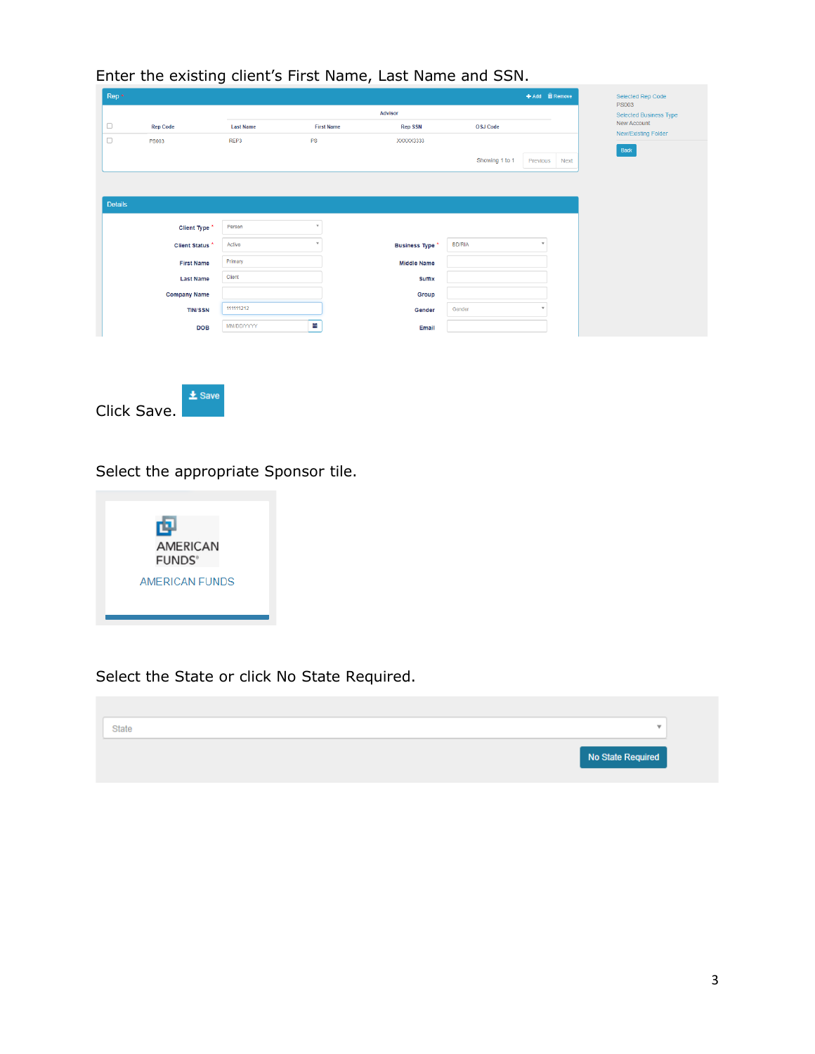Enter the existing client's First Name, Last Name and SSN.

Click Save.

Select the appropriate Sponsor tile.

Select the State or click No State Required.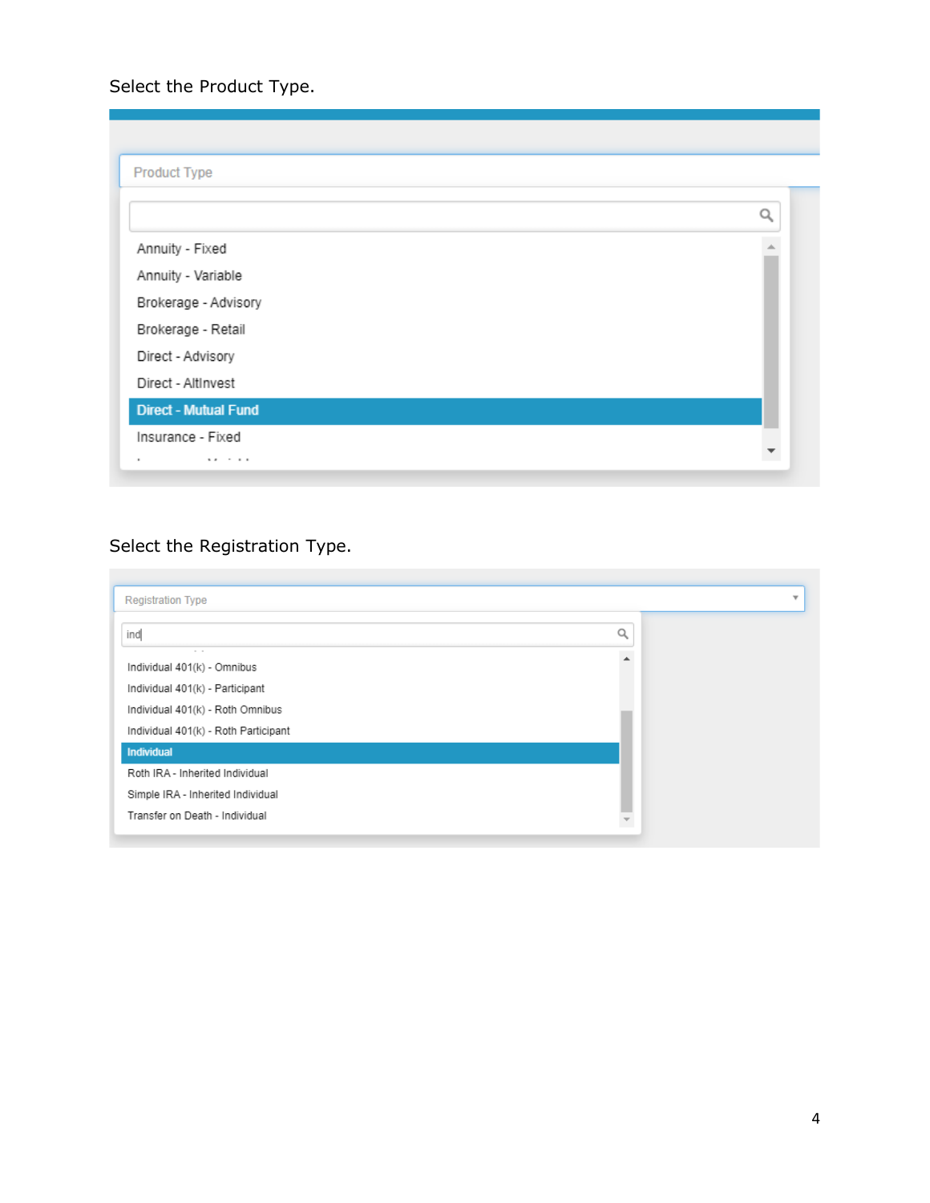Select the Product Type.

Select the Registration Type.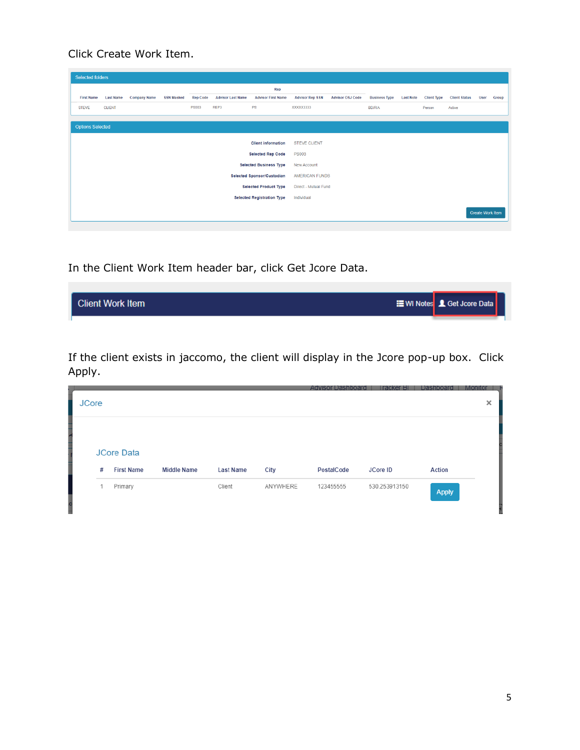Click Create Work Item.

Selected folders

| First Name | Last Name | Company Name | SSN Masked | Rep Code | Advisor Last Name | Advisor First Name | Advisor Rep SSN | Advisor OSJ Code | Business Type | Last Note | Client Type | Client Status | User | Group |
|---|---|---|---|---|---|---|---|---|---|---|---|---|---|---|
| STEVE | CLIENT | | | PS003 | REP3 | PS | XXXXX3333 | | BD/RIA | | Person | Active | | |

Options Selected

| | |
|---|---|
| Client information | STEVE CLIENT |
| Selected Rep Code | PS003 |
| Selected Business Type | New Account |
| Selected Sponsor/Custodian | AMERICAN FUNDS |
| Selected Product Type | Direct - Mutual Fund |
| Selected Registration Type | Individual |

Create Work Item

In the Client Work Item header bar, click Get Jcore Data.

Client Work Item — WI Notes | Get Jcore Data

If the client exists in jaccomo, the client will display in the Jcore pop-up box. Click Apply.

JCore

JCore Data

| # | First Name | Middle Name | Last Name | City | PostalCode | JCore ID | Action |
|---|---|---|---|---|---|---|---|
| 1 | Primary | | Client | ANYWHERE | 123455555 | 530.253913150 | Apply |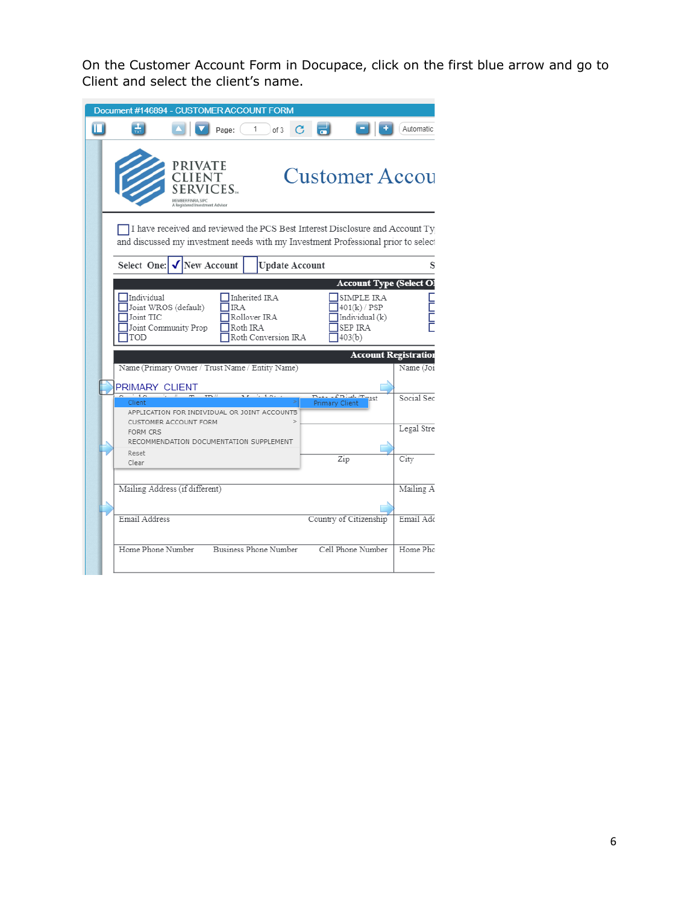On the Customer Account Form in Docupace, click on the first blue arrow and go to Client and select the client's name.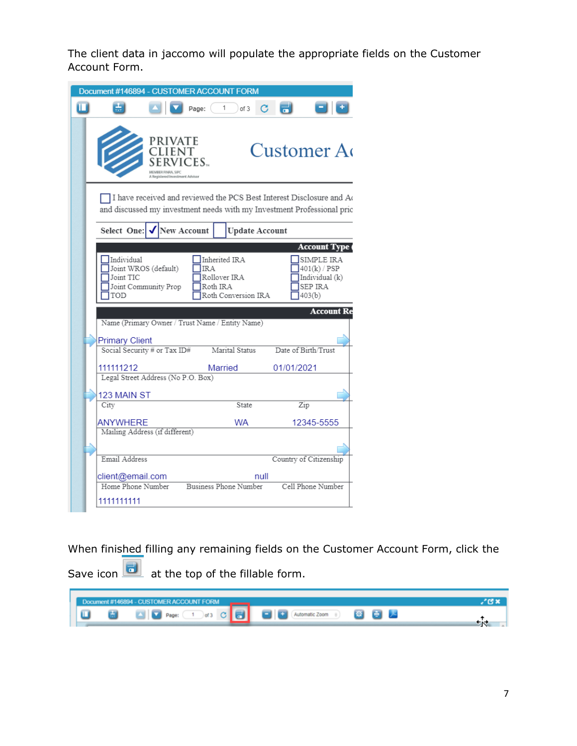The client data in jaccomo will populate the appropriate fields on the Customer Account Form.

When finished filling any remaining fields on the Customer Account Form, click the Save icon at the top of the fillable form.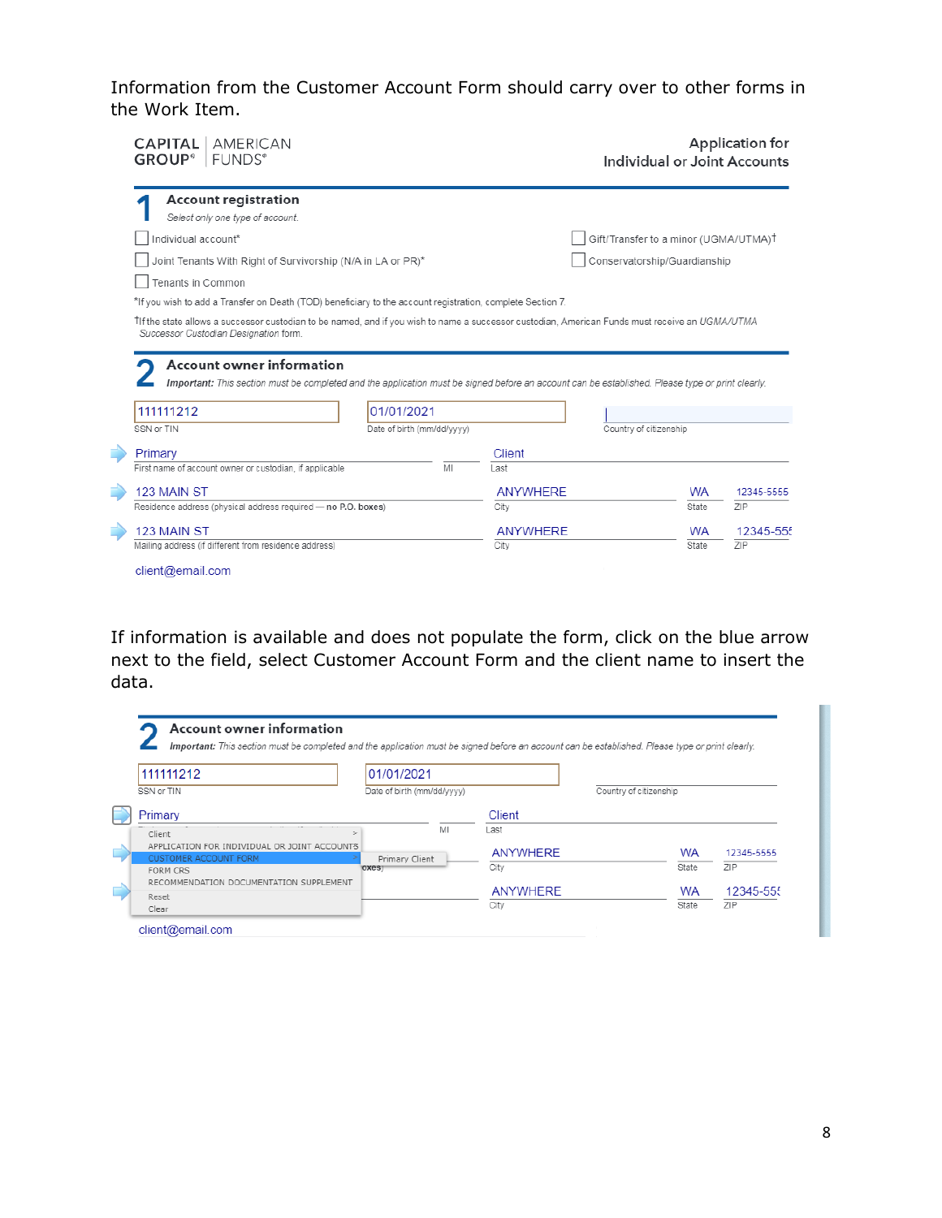Information from the Customer Account Form should carry over to other forms in the Work Item.

**CAPITAL GROUP® | AMERICAN FUNDS®**

**Application for Individual or Joint Accounts**

## 1 Account registration

*Select only one type of account.*

- ☐ Individual account*
- ☐ Joint Tenants With Right of Survivorship (N/A in LA or PR)*
- ☐ Tenants in Common
- ☐ Gift/Transfer to a minor (UGMA/UTMA)†
- ☐ Conservatorship/Guardianship

*If you wish to add a Transfer on Death (TOD) beneficiary to the account registration, complete Section 7.

†If the state allows a successor custodian to be named, and if you wish to name a successor custodian, American Funds must receive an *UGMA/UTMA Successor Custodian Designation* form.

## 2 Account owner information

***Important:*** *This section must be completed and the application must be signed before an account can be established. Please type or print clearly.*

| Field | Value |
|---|---|
| SSN or TIN | 111111212 |
| Date of birth (mm/dd/yyyy) | 01/01/2021 |
| Country of citizenship | |
| First name of account owner or custodian, if applicable | Primary |
| MI | |
| Last | Client |
| Residence address (physical address required — **no P.O. boxes**) | 123 MAIN ST |
| City | ANYWHERE |
| State | WA |
| ZIP | 12345-5555 |
| Mailing address (if different from residence address) | 123 MAIN ST |
| City | ANYWHERE |
| State | WA |
| ZIP | 12345-555 |
| Email | client@email.com |

If information is available and does not populate the form, click on the blue arrow next to the field, select Customer Account Form and the client name to insert the data.

## 2 Account owner information

***Important:*** *This section must be completed and the application must be signed before an account can be established. Please type or print clearly.*

| Field | Value |
|---|---|
| SSN or TIN | 111111212 |
| Date of birth (mm/dd/yyyy) | 01/01/2021 |
| Country of citizenship | |
| First name | Primary |
| MI | |
| Last | Client |
| City | ANYWHERE |
| State | WA |
| ZIP | 12345-5555 |
| City | ANYWHERE |
| State | WA |
| ZIP | 12345-555 |
| Email | client@email.com |

Menu options:

- Client
- APPLICATION FOR INDIVIDUAL OR JOINT ACCOUNTS
- CUSTOMER ACCOUNT FORM → Primary Client
- FORM CRS
- RECOMMENDATION DOCUMENTATION SUPPLEMENT
- Reset
- Clear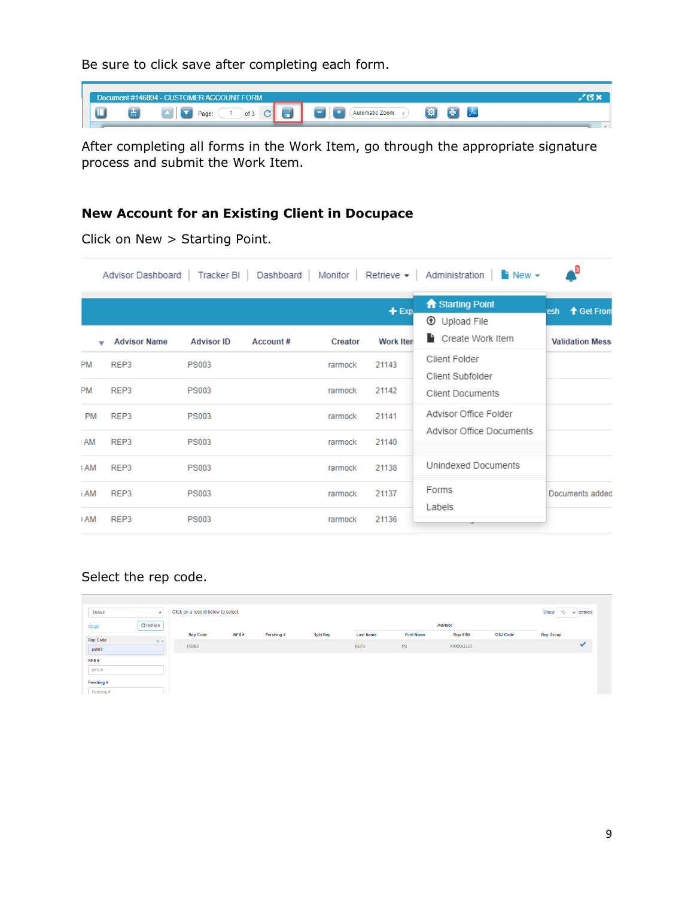Be sure to click save after completing each form.

After completing all forms in the Work Item, go through the appropriate signature process and submit the Work Item.

## New Account for an Existing Client in Docupace

Click on New > Starting Point.

Select the rep code.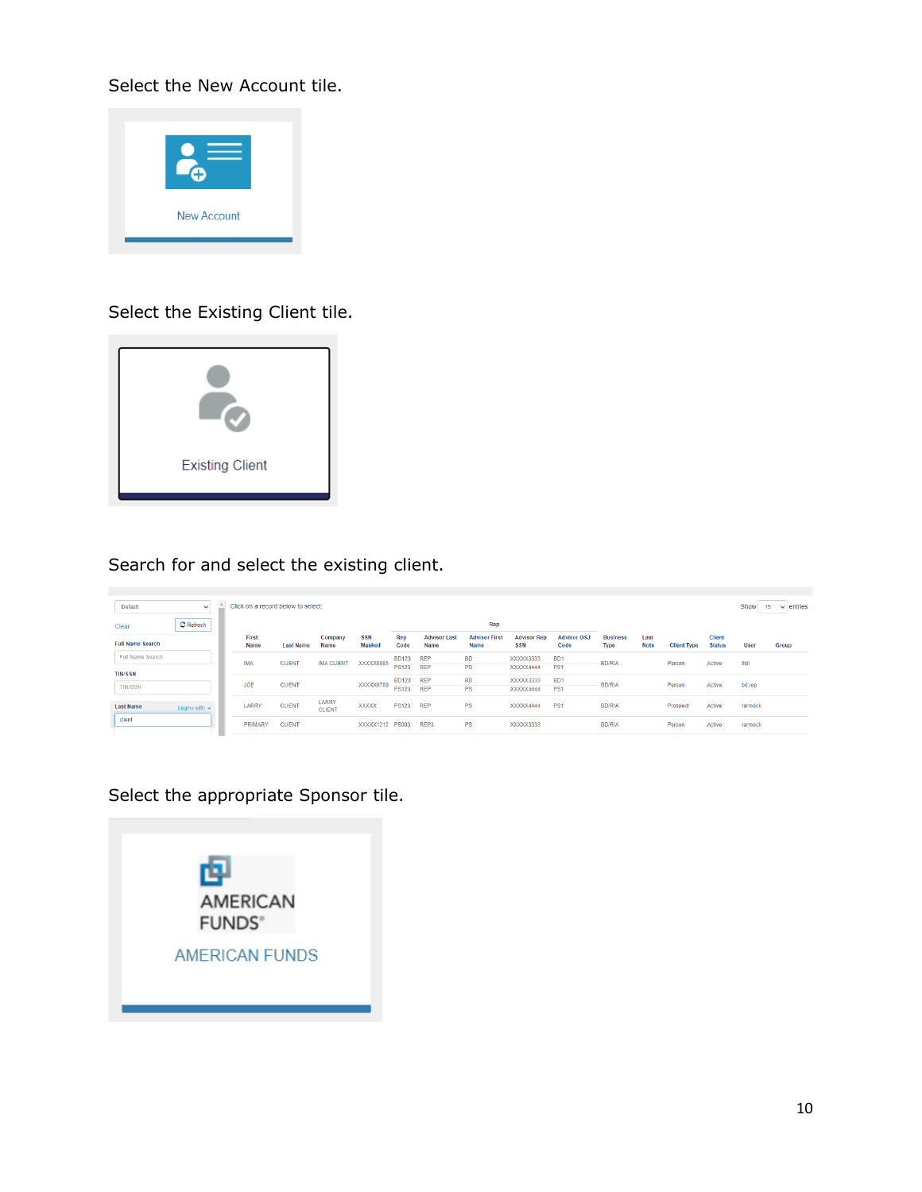Select the New Account tile.

New Account

Select the Existing Client tile.

Existing Client

Search for and select the existing client.

Select the appropriate Sponsor tile.

AMERICAN FUNDS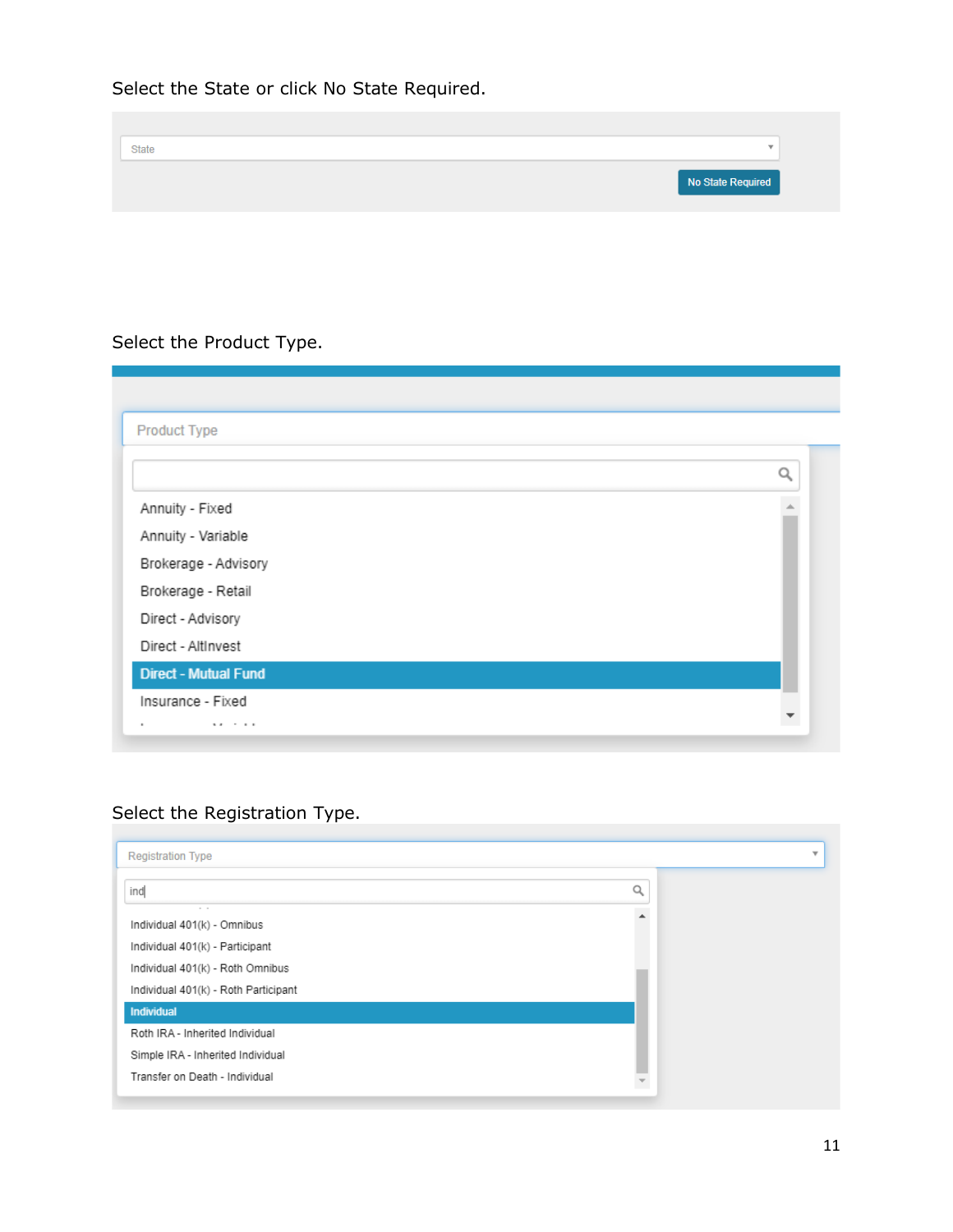Select the State or click No State Required.

State

No State Required

Select the Product Type.

Product Type

- Annuity - Fixed
- Annuity - Variable
- Brokerage - Advisory
- Brokerage - Retail
- Direct - Advisory
- Direct - AltInvest
- **Direct - Mutual Fund**
- Insurance - Fixed

Select the Registration Type.

Registration Type

ind

- Individual 401(k) - Omnibus
- Individual 401(k) - Participant
- Individual 401(k) - Roth Omnibus
- Individual 401(k) - Roth Participant
- **Individual**
- Roth IRA - Inherited Individual
- Simple IRA - Inherited Individual
- Transfer on Death - Individual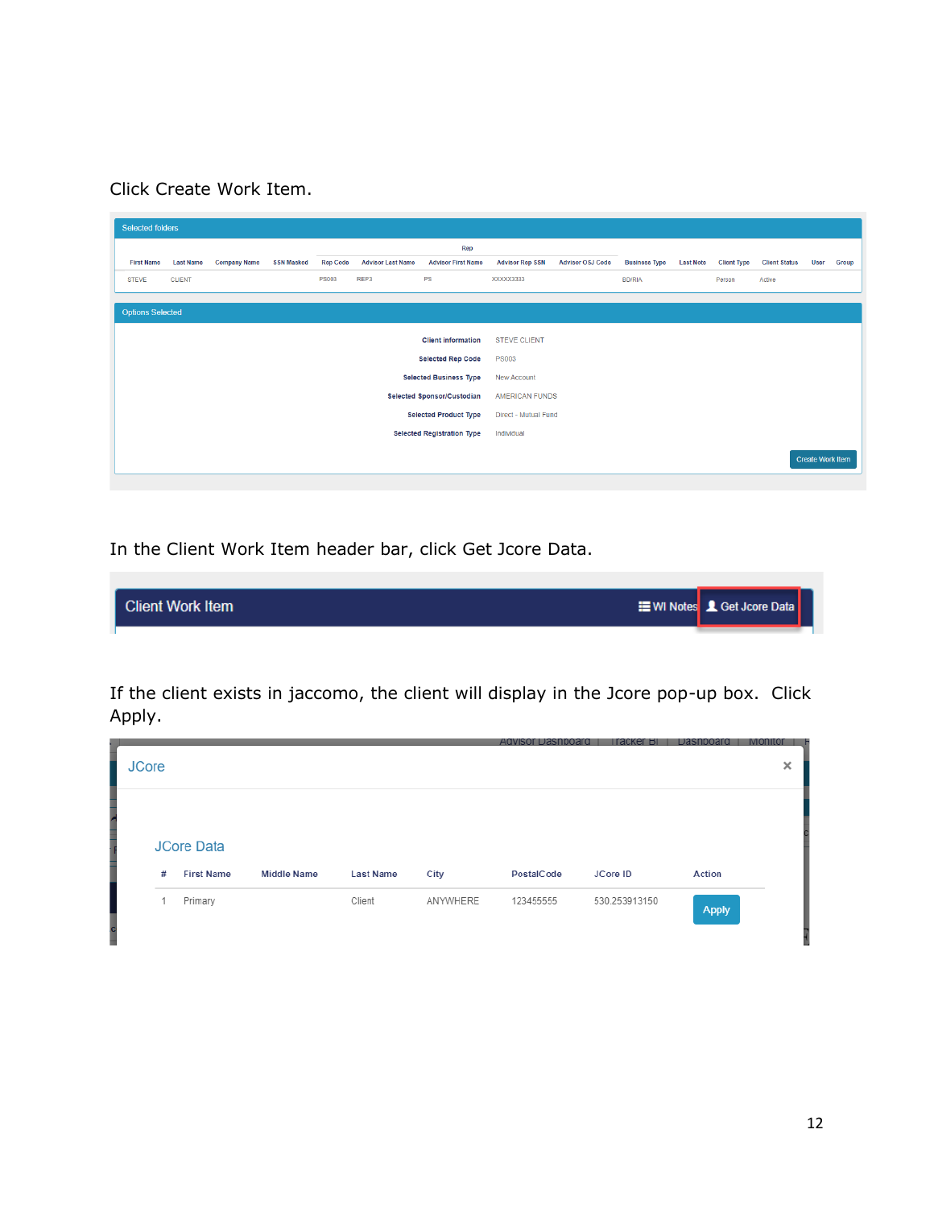Click Create Work Item.

Selected folders

| First Name | Last Name | Company Name | SSN Masked | Rep Code | Advisor Last Name | Advisor First Name | Advisor Rep SSN | Advisor OSJ Code | Business Type | Last Note | Client Type | Client Status | User | Group |
|---|---|---|---|---|---|---|---|---|---|---|---|---|---|---|
| STEVE | CLIENT | | | PS003 | REP3 | PS | XXXXX3333 | | BD/RIA | | Person | Active | | |

Options Selected

| | |
|---|---|
| Client information | STEVE CLIENT |
| Selected Rep Code | PS003 |
| Selected Business Type | New Account |
| Selected Sponsor/Custodian | AMERICAN FUNDS |
| Selected Product Type | Direct - Mutual Fund |
| Selected Registration Type | Individual |

Create Work Item

In the Client Work Item header bar, click Get Jcore Data.

Client Work Item — WI Notes | Get Jcore Data

If the client exists in jaccomo, the client will display in the Jcore pop-up box. Click Apply.

JCore

JCore Data

| # | First Name | Middle Name | Last Name | City | PostalCode | JCore ID | Action |
|---|---|---|---|---|---|---|---|
| 1 | Primary | | Client | ANYWHERE | 123455555 | 530.253913150 | Apply |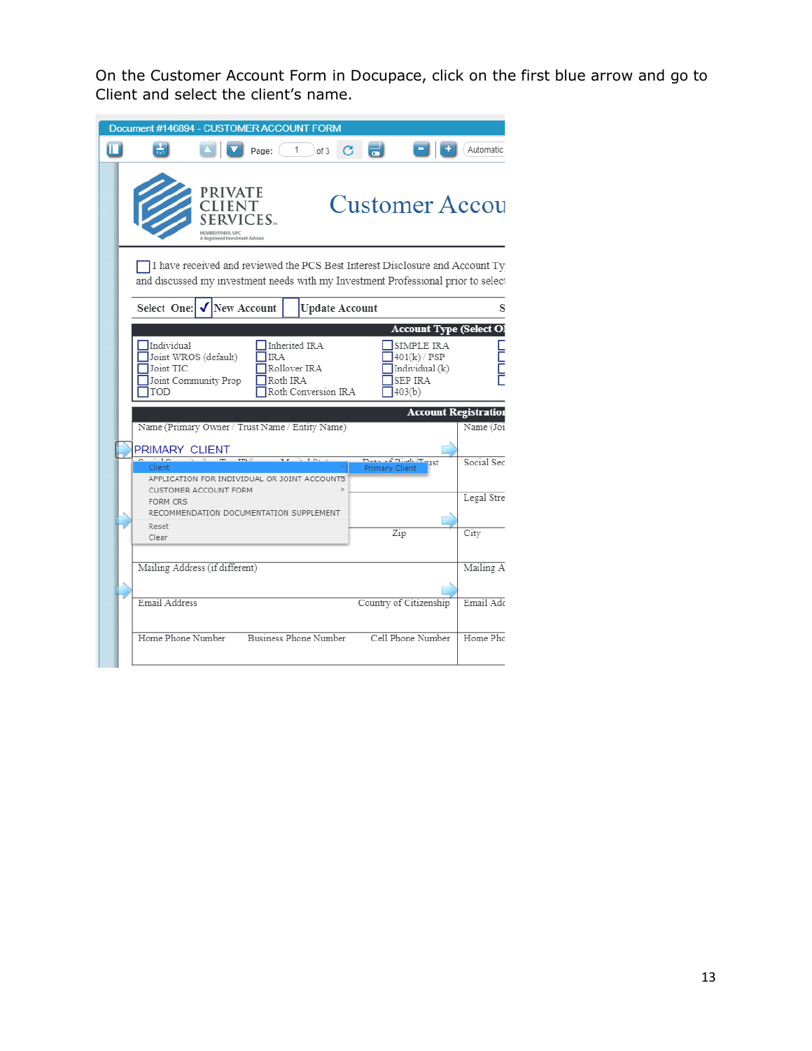On the Customer Account Form in Docupace, click on the first blue arrow and go to Client and select the client's name.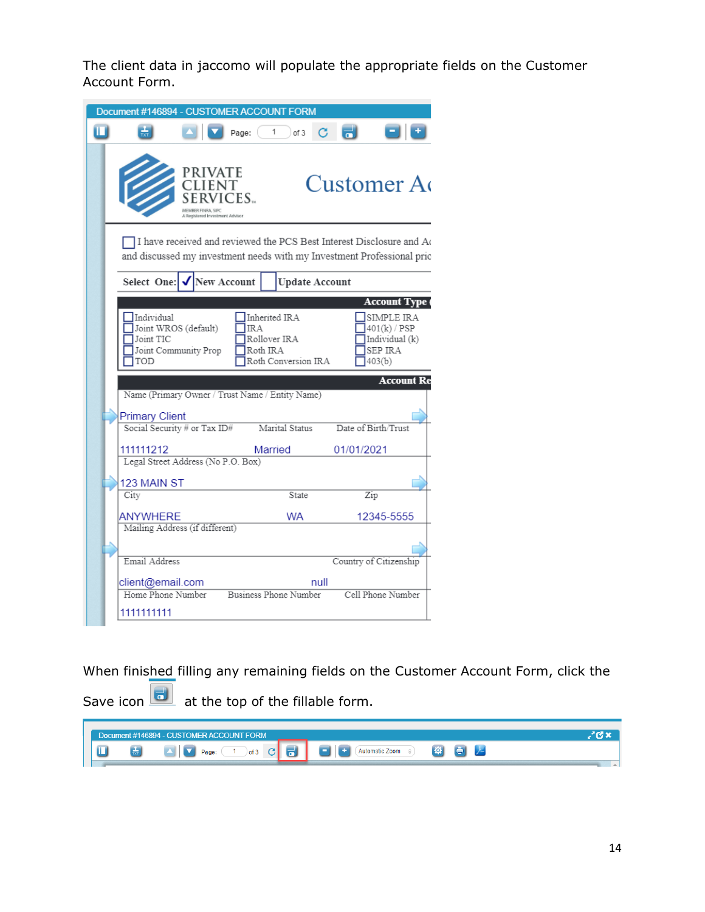The client data in jaccomo will populate the appropriate fields on the Customer Account Form.

When finished filling any remaining fields on the Customer Account Form, click the Save icon at the top of the fillable form.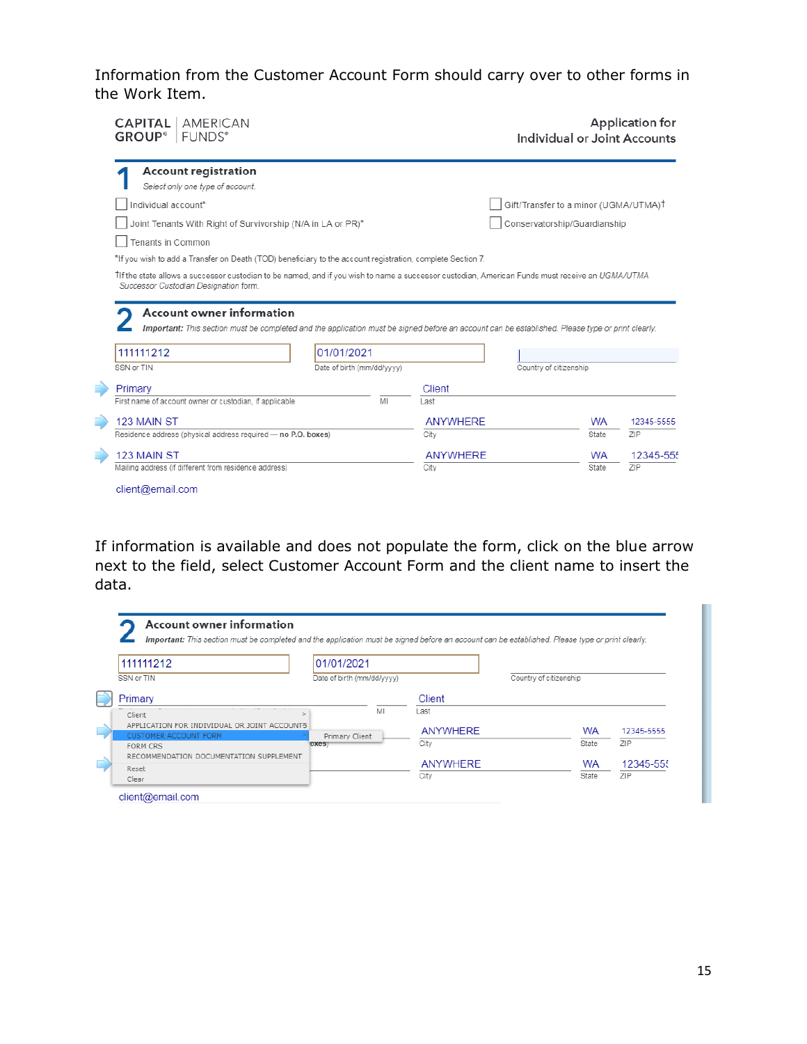Information from the Customer Account Form should carry over to other forms in the Work Item.

CAPITAL GROUP® | AMERICAN FUNDS®

Application for Individual or Joint Accounts

**1 Account registration**

*Select only one type of account.*

- ☐ Individual account*
- ☐ Joint Tenants With Right of Survivorship (N/A in LA or PR)*
- ☐ Tenants in Common
- ☐ Gift/Transfer to a minor (UGMA/UTMA)†
- ☐ Conservatorship/Guardianship

*If you wish to add a Transfer on Death (TOD) beneficiary to the account registration, complete Section 7.

†If the state allows a successor custodian to be named, and if you wish to name a successor custodian, American Funds must receive an *UGMA/UTMA Successor Custodian Designation* form.

**2 Account owner information**

***Important:*** *This section must be completed and the application must be signed before an account can be established. Please type or print clearly.*

| Field | Value |
| --- | --- |
| SSN or TIN | 111111212 |
| Date of birth (mm/dd/yyyy) | 01/01/2021 |
| Country of citizenship | |
| First name of account owner or custodian, if applicable | Primary |
| MI | |
| Last | Client |
| Residence address (physical address required — **no P.O. boxes**) | 123 MAIN ST |
| City | ANYWHERE |
| State | WA |
| ZIP | 12345-5555 |
| Mailing address (if different from residence address) | 123 MAIN ST |
| City | ANYWHERE |
| State | WA |
| ZIP | 12345-555 |
| Email | client@email.com |

If information is available and does not populate the form, click on the blue arrow next to the field, select Customer Account Form and the client name to insert the data.

**2 Account owner information**

***Important:*** *This section must be completed and the application must be signed before an account can be established. Please type or print clearly.*

| Field | Value |
| --- | --- |
| SSN or TIN | 111111212 |
| Date of birth (mm/dd/yyyy) | 01/01/2021 |
| Country of citizenship | |
| First name | Primary |
| MI | |
| Last | Client |
| City | ANYWHERE |
| State | WA |
| ZIP | 12345-5555 |
| City | ANYWHERE |
| State | WA |
| ZIP | 12345-555 |
| Email | client@email.com |

Menu options:

- Client >
- APPLICATION FOR INDIVIDUAL OR JOINT ACCOUNTS
- CUSTOMER ACCOUNT FORM > Primary Client
- FORM CRS
- RECOMMENDATION DOCUMENTATION SUPPLEMENT
- Reset
- Clear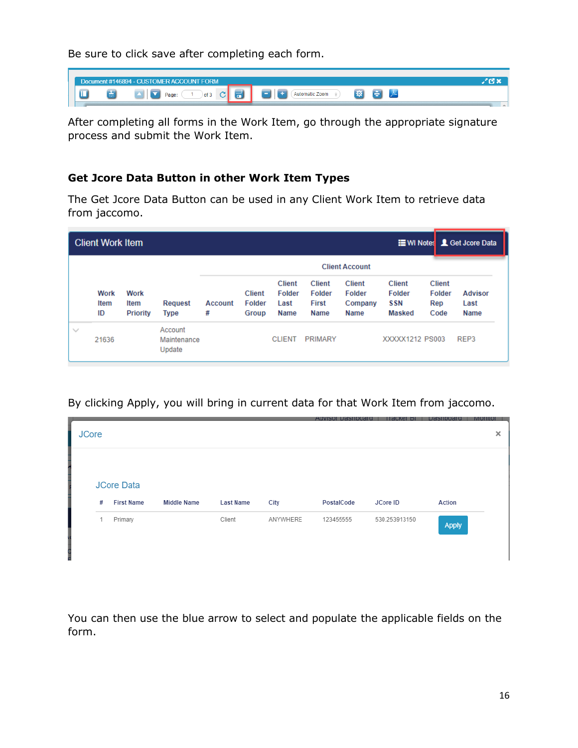Be sure to click save after completing each form.

After completing all forms in the Work Item, go through the appropriate signature process and submit the Work Item.

### Get Jcore Data Button in other Work Item Types

The Get Jcore Data Button can be used in any Client Work Item to retrieve data from jaccomo.

By clicking Apply, you will bring in current data for that Work Item from jaccomo.

You can then use the blue arrow to select and populate the applicable fields on the form.